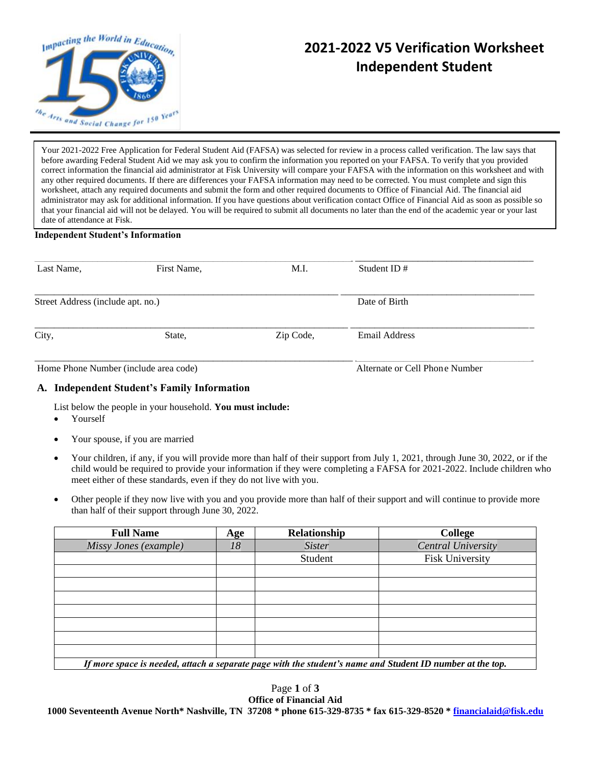# 2021-2022 V5 Verification Worksheet
# Independent Student

Your 2021-2022 Free Application for Federal Student Aid (FAFSA) was selected for review in a process called verification. The law says that before awarding Federal Student Aid we may ask you to confirm the information you reported on your FAFSA. To verify that you provided correct information the financial aid administrator at Fisk University will compare your FAFSA with the information on this worksheet and with any other required documents. If there are differences your FAFSA information may need to be corrected. You must complete and sign this worksheet, attach any required documents and submit the form and other required documents to Office of Financial Aid. The financial aid administrator may ask for additional information. If you have questions about verification contact Office of Financial Aid as soon as possible so that your financial aid will not be delayed. You will be required to submit all documents no later than the end of the academic year or your last date of attendance at Fisk.

**Independent Student's Information**

| | |
|---|---|
| Last Name, First Name, M.I. | Student ID # |
| Street Address (include apt. no.) | Date of Birth |
| City, State, Zip Code, | Email Address |
| Home Phone Number (include area code) | Alternate or Cell Phone Number |

## A. Independent Student's Family Information

List below the people in your household. **You must include:**

- Yourself
- Your spouse, if you are married
- Your children, if any, if you will provide more than half of their support from July 1, 2021, through June 30, 2022, or if the child would be required to provide your information if they were completing a FAFSA for 2021-2022. Include children who meet either of these standards, even if they do not live with you.
- Other people if they now live with you and you provide more than half of their support and will continue to provide more than half of their support through June 30, 2022.

| Full Name | Age | Relationship | College |
|---|---|---|---|
| *Missy Jones (example)* | *18* | *Sister* | *Central University* |
| | | Student | Fisk University |
| | | | |
| | | | |
| | | | |
| | | | |
| | | | |
| | | | |
| | | | |

***If more space is needed, attach a separate page with the student's name and Student ID number at the top.***

**Office of Financial Aid**
**1000 Seventeenth Avenue North* Nashville, TN 37208 * phone 615-329-8735 * fax 615-329-8520 * financialaid@fisk.edu**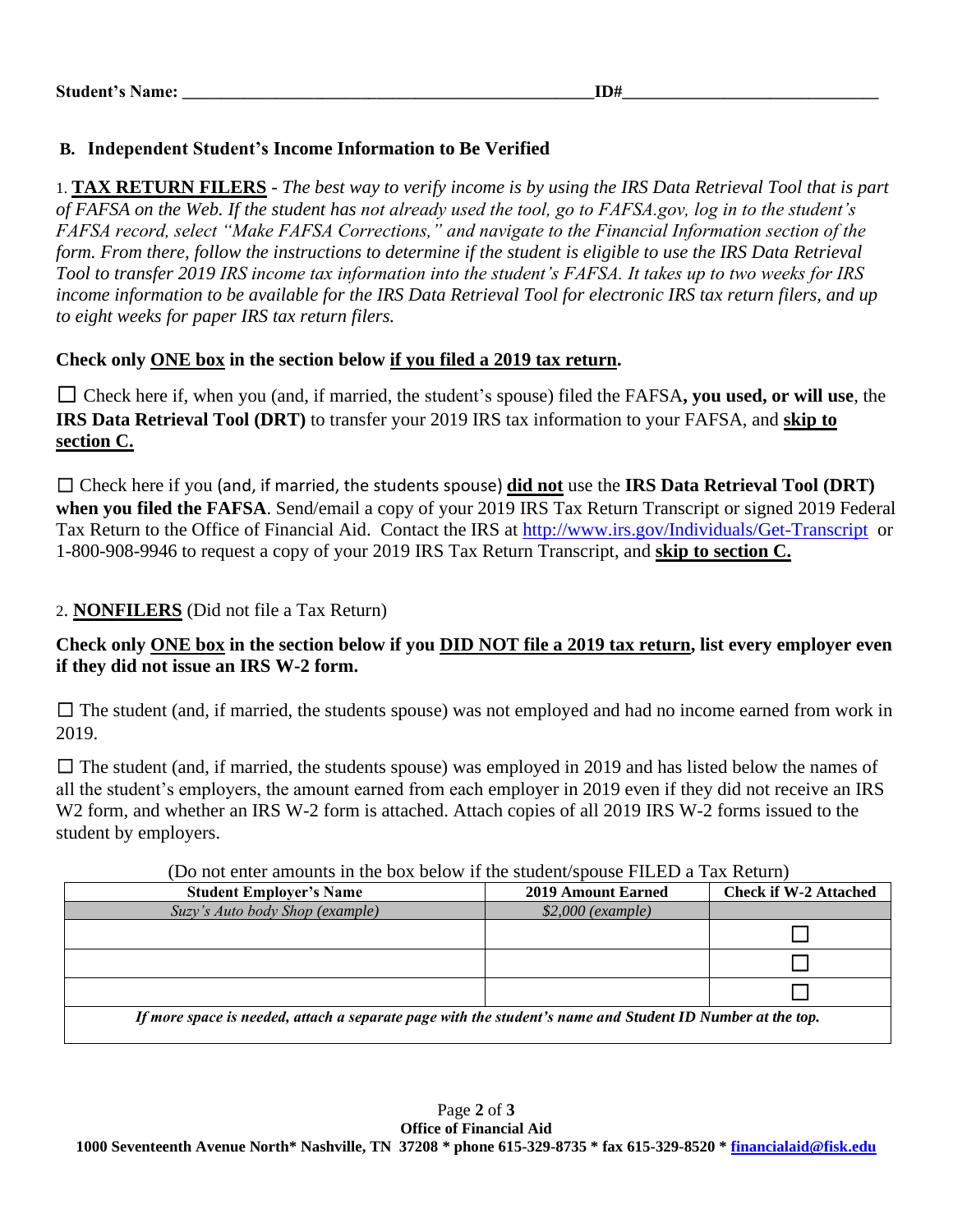**Student's Name:** \_\_\_\_\_\_\_\_\_\_\_\_\_\_\_\_\_\_\_\_\_\_\_\_\_\_\_\_\_\_\_\_\_\_\_\_\_\_\_\_\_\_\_\_\_\_\_\_ **ID#**\_\_\_\_\_\_\_\_\_\_\_\_\_\_\_\_\_\_\_\_\_\_\_\_\_\_\_\_\_\_

## B. Independent Student's Income Information to Be Verified

1. **<u>TAX RETURN FILERS</u>** - *The best way to verify income is by using the IRS Data Retrieval Tool that is part of FAFSA on the Web. If the student has not already used the tool, go to FAFSA.gov, log in to the student's FAFSA record, select "Make FAFSA Corrections," and navigate to the Financial Information section of the form. From there, follow the instructions to determine if the student is eligible to use the IRS Data Retrieval Tool to transfer 2019 IRS income tax information into the student's FAFSA. It takes up to two weeks for IRS income information to be available for the IRS Data Retrieval Tool for electronic IRS tax return filers, and up to eight weeks for paper IRS tax return filers.*

**Check only <u>ONE box</u> in the section below <u>if you filed a 2019 tax return</u>.**

☐ Check here if, when you (and, if married, the student's spouse) filed the FAFSA**, you used, or will use**, the **IRS Data Retrieval Tool (DRT)** to transfer your 2019 IRS tax information to your FAFSA, and **<u>skip to section C.</u>**

☐ Check here if you (and, if married, the students spouse) **<u>did not</u>** use the **IRS Data Retrieval Tool (DRT) when you filed the FAFSA**. Send/email a copy of your 2019 IRS Tax Return Transcript or signed 2019 Federal Tax Return to the Office of Financial Aid. Contact the IRS at http://www.irs.gov/Individuals/Get-Transcript or 1-800-908-9946 to request a copy of your 2019 IRS Tax Return Transcript, and **<u>skip to section C.</u>**

2. **<u>NONFILERS</u>** (Did not file a Tax Return)

**Check only <u>ONE box</u> in the section below if you <u>DID NOT file a 2019 tax return</u>, list every employer even if they did not issue an IRS W-2 form.**

☐ The student (and, if married, the students spouse) was not employed and had no income earned from work in 2019.

☐ The student (and, if married, the students spouse) was employed in 2019 and has listed below the names of all the student's employers, the amount earned from each employer in 2019 even if they did not receive an IRS W2 form, and whether an IRS W-2 form is attached. Attach copies of all 2019 IRS W-2 forms issued to the student by employers.

(Do not enter amounts in the box below if the student/spouse FILED a Tax Return)

| Student Employer's Name | 2019 Amount Earned | Check if W-2 Attached |
|---|---|---|
| *Suzy's Auto body Shop (example)* | *$2,000 (example)* | |
| | | ☐ |
| | | ☐ |
| | | ☐ |
| *If more space is needed, attach a separate page with the student's name and Student ID Number at the top.* | | |

**Office of Financial Aid**
**1000 Seventeenth Avenue North\* Nashville, TN 37208 \* phone 615-329-8735 \* fax 615-329-8520 \* financialaid@fisk.edu**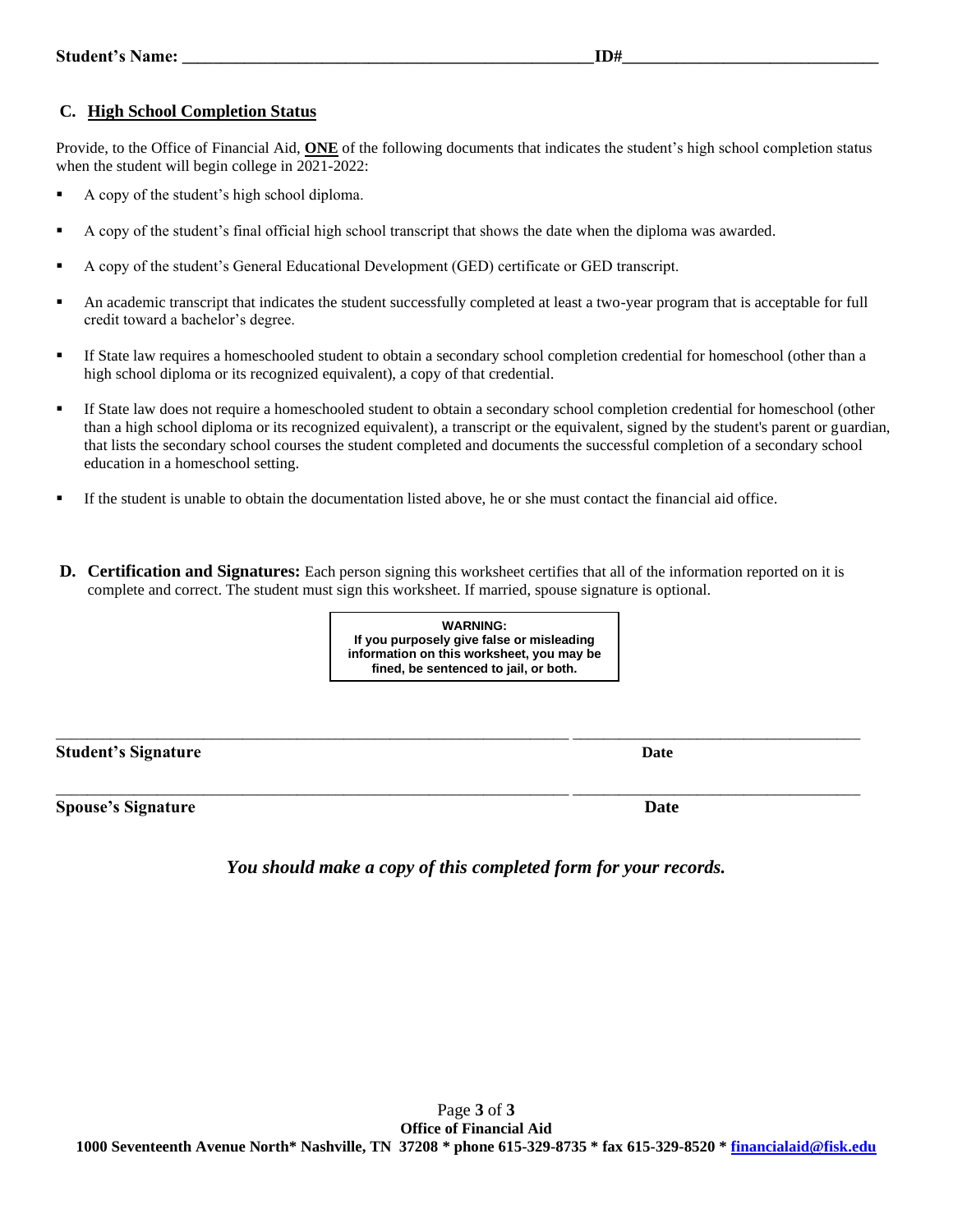**Student's Name: \_\_\_\_\_\_\_\_\_\_\_\_\_\_\_\_\_\_\_\_\_\_\_\_\_\_\_\_\_\_\_\_\_\_\_\_\_\_\_\_\_\_\_\_\_\_\_\_ ID#\_\_\_\_\_\_\_\_\_\_\_\_\_\_\_\_\_\_\_\_\_\_\_\_\_\_\_\_\_\_**

## C. High School Completion Status

Provide, to the Office of Financial Aid, **ONE** of the following documents that indicates the student's high school completion status when the student will begin college in 2021-2022:

- A copy of the student's high school diploma.
- A copy of the student's final official high school transcript that shows the date when the diploma was awarded.
- A copy of the student's General Educational Development (GED) certificate or GED transcript.
- An academic transcript that indicates the student successfully completed at least a two-year program that is acceptable for full credit toward a bachelor's degree.
- If State law requires a homeschooled student to obtain a secondary school completion credential for homeschool (other than a high school diploma or its recognized equivalent), a copy of that credential.
- If State law does not require a homeschooled student to obtain a secondary school completion credential for homeschool (other than a high school diploma or its recognized equivalent), a transcript or the equivalent, signed by the student's parent or guardian, that lists the secondary school courses the student completed and documents the successful completion of a secondary school education in a homeschool setting.
- If the student is unable to obtain the documentation listed above, he or she must contact the financial aid office.

**D. Certification and Signatures:** Each person signing this worksheet certifies that all of the information reported on it is complete and correct. The student must sign this worksheet. If married, spouse signature is optional.

**WARNING:**
**If you purposely give false or misleading information on this worksheet, you may be fined, be sentenced to jail, or both.**

\_\_\_\_\_\_\_\_\_\_\_\_\_\_\_\_\_\_\_\_\_\_\_\_\_\_\_\_\_\_\_\_\_\_\_\_\_\_\_\_\_\_\_\_\_\_ \_\_\_\_\_\_\_\_\_\_\_\_\_\_\_\_\_\_\_\_\_\_\_\_\_\_\_\_

**Student's Signature** **Date**

\_\_\_\_\_\_\_\_\_\_\_\_\_\_\_\_\_\_\_\_\_\_\_\_\_\_\_\_\_\_\_\_\_\_\_\_\_\_\_\_\_\_\_\_\_\_ \_\_\_\_\_\_\_\_\_\_\_\_\_\_\_\_\_\_\_\_\_\_\_\_\_\_\_\_

**Spouse's Signature** **Date**

***You should make a copy of this completed form for your records.***

**Office of Financial Aid**
**1000 Seventeenth Avenue North\* Nashville, TN 37208 \* phone 615-329-8735 \* fax 615-329-8520 \* financialaid@fisk.edu**